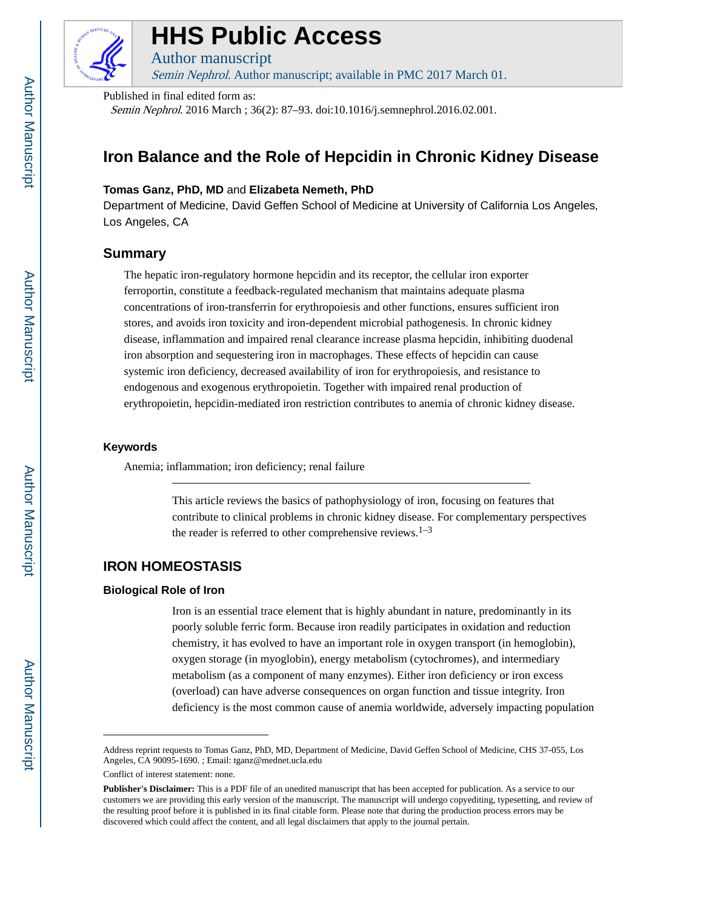# HHS Public Access

Author manuscript

*Semin Nephrol*. Author manuscript; available in PMC 2017 March 01.

Published in final edited form as:

*Semin Nephrol*. 2016 March ; 36(2): 87–93. doi:10.1016/j.semnephrol.2016.02.001.

# Iron Balance and the Role of Hepcidin in Chronic Kidney Disease

**Tomas Ganz, PhD, MD** and **Elizabeta Nemeth, PhD**

Department of Medicine, David Geffen School of Medicine at University of California Los Angeles, Los Angeles, CA

## Summary

The hepatic iron-regulatory hormone hepcidin and its receptor, the cellular iron exporter ferroportin, constitute a feedback-regulated mechanism that maintains adequate plasma concentrations of iron-transferrin for erythropoiesis and other functions, ensures sufficient iron stores, and avoids iron toxicity and iron-dependent microbial pathogenesis. In chronic kidney disease, inflammation and impaired renal clearance increase plasma hepcidin, inhibiting duodenal iron absorption and sequestering iron in macrophages. These effects of hepcidin can cause systemic iron deficiency, decreased availability of iron for erythropoiesis, and resistance to endogenous and exogenous erythropoietin. Together with impaired renal production of erythropoietin, hepcidin-mediated iron restriction contributes to anemia of chronic kidney disease.

### Keywords

Anemia; inflammation; iron deficiency; renal failure

This article reviews the basics of pathophysiology of iron, focusing on features that contribute to clinical problems in chronic kidney disease. For complementary perspectives the reader is referred to other comprehensive reviews.[1–3]

## IRON HOMEOSTASIS

### Biological Role of Iron

Iron is an essential trace element that is highly abundant in nature, predominantly in its poorly soluble ferric form. Because iron readily participates in oxidation and reduction chemistry, it has evolved to have an important role in oxygen transport (in hemoglobin), oxygen storage (in myoglobin), energy metabolism (cytochromes), and intermediary metabolism (as a component of many enzymes). Either iron deficiency or iron excess (overload) can have adverse consequences on organ function and tissue integrity. Iron deficiency is the most common cause of anemia worldwide, adversely impacting population

Address reprint requests to Tomas Ganz, PhD, MD, Department of Medicine, David Geffen School of Medicine, CHS 37-055, Los Angeles, CA 90095-1690. ; Email: tganz@mednet.ucla.edu

Conflict of interest statement: none.

**Publisher's Disclaimer:** This is a PDF file of an unedited manuscript that has been accepted for publication. As a service to our customers we are providing this early version of the manuscript. The manuscript will undergo copyediting, typesetting, and review of the resulting proof before it is published in its final citable form. Please note that during the production process errors may be discovered which could affect the content, and all legal disclaimers that apply to the journal pertain.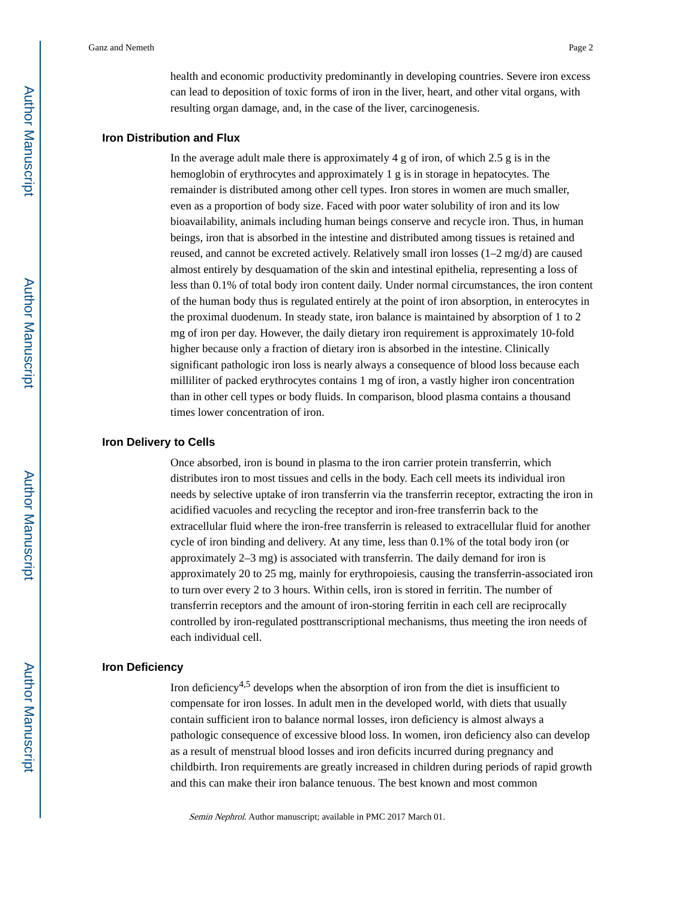health and economic productivity predominantly in developing countries. Severe iron excess can lead to deposition of toxic forms of iron in the liver, heart, and other vital organs, with resulting organ damage, and, in the case of the liver, carcinogenesis.

## Iron Distribution and Flux

In the average adult male there is approximately 4 g of iron, of which 2.5 g is in the hemoglobin of erythrocytes and approximately 1 g is in storage in hepatocytes. The remainder is distributed among other cell types. Iron stores in women are much smaller, even as a proportion of body size. Faced with poor water solubility of iron and its low bioavailability, animals including human beings conserve and recycle iron. Thus, in human beings, iron that is absorbed in the intestine and distributed among tissues is retained and reused, and cannot be excreted actively. Relatively small iron losses (1–2 mg/d) are caused almost entirely by desquamation of the skin and intestinal epithelia, representing a loss of less than 0.1% of total body iron content daily. Under normal circumstances, the iron content of the human body thus is regulated entirely at the point of iron absorption, in enterocytes in the proximal duodenum. In steady state, iron balance is maintained by absorption of 1 to 2 mg of iron per day. However, the daily dietary iron requirement is approximately 10-fold higher because only a fraction of dietary iron is absorbed in the intestine. Clinically significant pathologic iron loss is nearly always a consequence of blood loss because each milliliter of packed erythrocytes contains 1 mg of iron, a vastly higher iron concentration than in other cell types or body fluids. In comparison, blood plasma contains a thousand times lower concentration of iron.

## Iron Delivery to Cells

Once absorbed, iron is bound in plasma to the iron carrier protein transferrin, which distributes iron to most tissues and cells in the body. Each cell meets its individual iron needs by selective uptake of iron transferrin via the transferrin receptor, extracting the iron in acidified vacuoles and recycling the receptor and iron-free transferrin back to the extracellular fluid where the iron-free transferrin is released to extracellular fluid for another cycle of iron binding and delivery. At any time, less than 0.1% of the total body iron (or approximately 2–3 mg) is associated with transferrin. The daily demand for iron is approximately 20 to 25 mg, mainly for erythropoiesis, causing the transferrin-associated iron to turn over every 2 to 3 hours. Within cells, iron is stored in ferritin. The number of transferrin receptors and the amount of iron-storing ferritin in each cell are reciprocally controlled by iron-regulated posttranscriptional mechanisms, thus meeting the iron needs of each individual cell.

## Iron Deficiency

Iron deficiency[4,5] develops when the absorption of iron from the diet is insufficient to compensate for iron losses. In adult men in the developed world, with diets that usually contain sufficient iron to balance normal losses, iron deficiency is almost always a pathologic consequence of excessive blood loss. In women, iron deficiency also can develop as a result of menstrual blood losses and iron deficits incurred during pregnancy and childbirth. Iron requirements are greatly increased in children during periods of rapid growth and this can make their iron balance tenuous. The best known and most common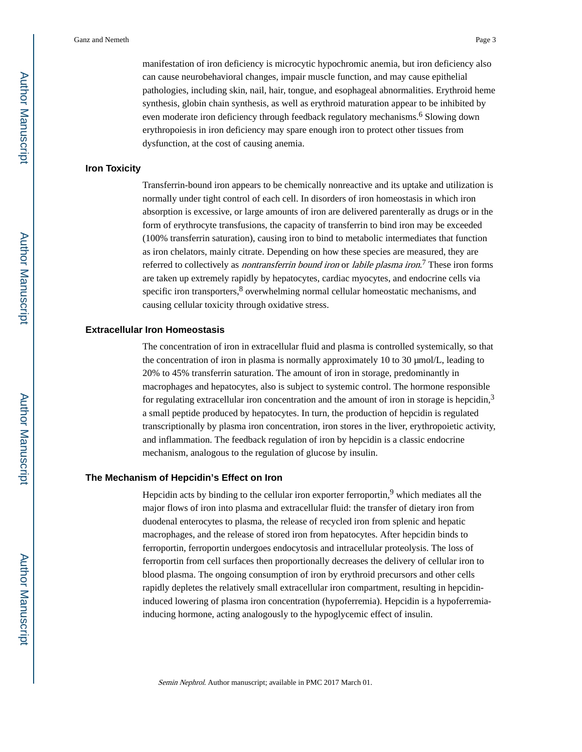manifestation of iron deficiency is microcytic hypochromic anemia, but iron deficiency also can cause neurobehavioral changes, impair muscle function, and may cause epithelial pathologies, including skin, nail, hair, tongue, and esophageal abnormalities. Erythroid heme synthesis, globin chain synthesis, as well as erythroid maturation appear to be inhibited by even moderate iron deficiency through feedback regulatory mechanisms.[6] Slowing down erythropoiesis in iron deficiency may spare enough iron to protect other tissues from dysfunction, at the cost of causing anemia.

## Iron Toxicity

Transferrin-bound iron appears to be chemically nonreactive and its uptake and utilization is normally under tight control of each cell. In disorders of iron homeostasis in which iron absorption is excessive, or large amounts of iron are delivered parenterally as drugs or in the form of erythrocyte transfusions, the capacity of transferrin to bind iron may be exceeded (100% transferrin saturation), causing iron to bind to metabolic intermediates that function as iron chelators, mainly citrate. Depending on how these species are measured, they are referred to collectively as *nontransferrin bound iron* or *labile plasma iron*.[7] These iron forms are taken up extremely rapidly by hepatocytes, cardiac myocytes, and endocrine cells via specific iron transporters,[8] overwhelming normal cellular homeostatic mechanisms, and causing cellular toxicity through oxidative stress.

## Extracellular Iron Homeostasis

The concentration of iron in extracellular fluid and plasma is controlled systemically, so that the concentration of iron in plasma is normally approximately 10 to 30 μmol/L, leading to 20% to 45% transferrin saturation. The amount of iron in storage, predominantly in macrophages and hepatocytes, also is subject to systemic control. The hormone responsible for regulating extracellular iron concentration and the amount of iron in storage is hepcidin,[3] a small peptide produced by hepatocytes. In turn, the production of hepcidin is regulated transcriptionally by plasma iron concentration, iron stores in the liver, erythropoietic activity, and inflammation. The feedback regulation of iron by hepcidin is a classic endocrine mechanism, analogous to the regulation of glucose by insulin.

## The Mechanism of Hepcidin's Effect on Iron

Hepcidin acts by binding to the cellular iron exporter ferroportin,[9] which mediates all the major flows of iron into plasma and extracellular fluid: the transfer of dietary iron from duodenal enterocytes to plasma, the release of recycled iron from splenic and hepatic macrophages, and the release of stored iron from hepatocytes. After hepcidin binds to ferroportin, ferroportin undergoes endocytosis and intracellular proteolysis. The loss of ferroportin from cell surfaces then proportionally decreases the delivery of cellular iron to blood plasma. The ongoing consumption of iron by erythroid precursors and other cells rapidly depletes the relatively small extracellular iron compartment, resulting in hepcidin-induced lowering of plasma iron concentration (hypoferremia). Hepcidin is a hypoferremia-inducing hormone, acting analogously to the hypoglycemic effect of insulin.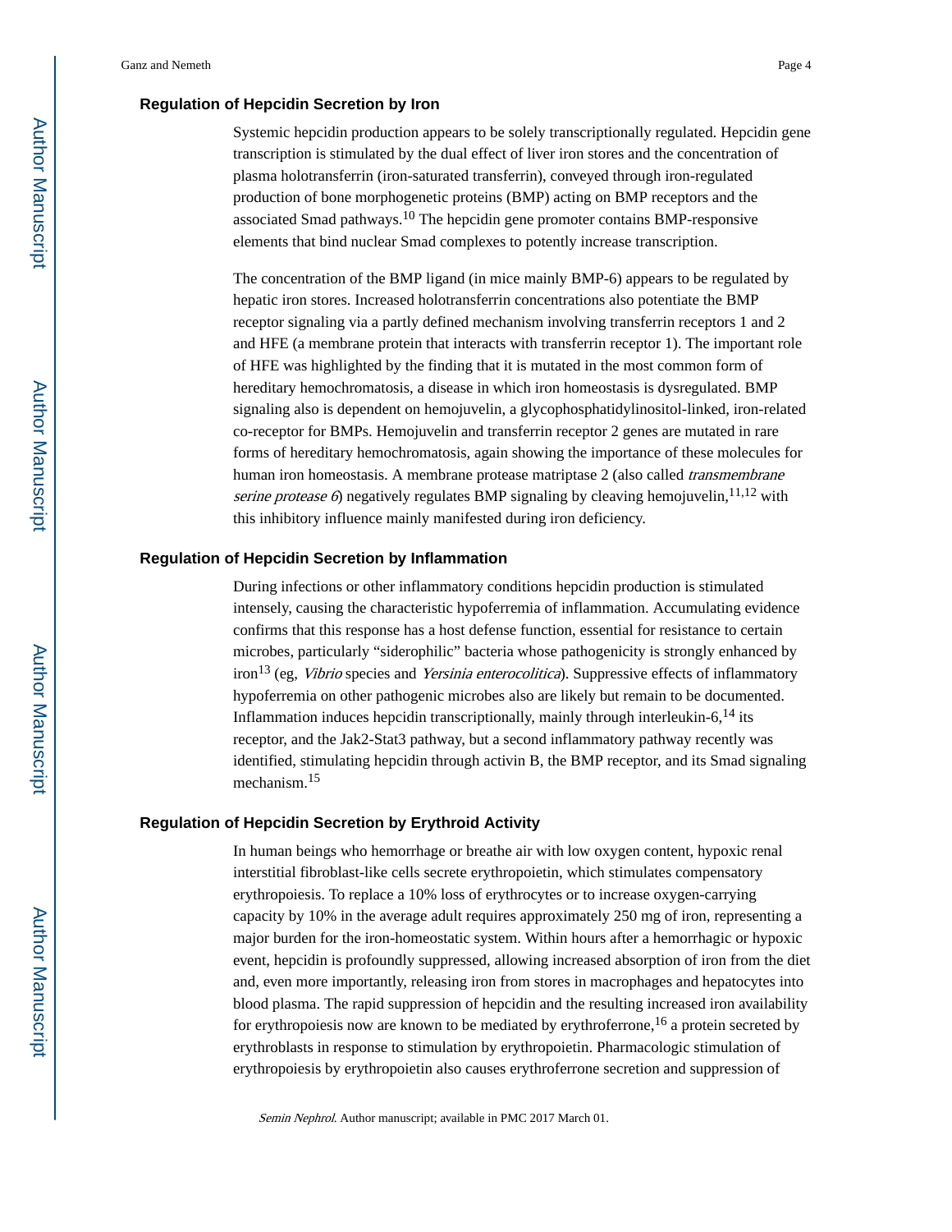## Regulation of Hepcidin Secretion by Iron

Systemic hepcidin production appears to be solely transcriptionally regulated. Hepcidin gene transcription is stimulated by the dual effect of liver iron stores and the concentration of plasma holotransferrin (iron-saturated transferrin), conveyed through iron-regulated production of bone morphogenetic proteins (BMP) acting on BMP receptors and the associated Smad pathways.[10] The hepcidin gene promoter contains BMP-responsive elements that bind nuclear Smad complexes to potently increase transcription.

The concentration of the BMP ligand (in mice mainly BMP-6) appears to be regulated by hepatic iron stores. Increased holotransferrin concentrations also potentiate the BMP receptor signaling via a partly defined mechanism involving transferrin receptors 1 and 2 and HFE (a membrane protein that interacts with transferrin receptor 1). The important role of HFE was highlighted by the finding that it is mutated in the most common form of hereditary hemochromatosis, a disease in which iron homeostasis is dysregulated. BMP signaling also is dependent on hemojuvelin, a glycophosphatidylinositol-linked, iron-related co-receptor for BMPs. Hemojuvelin and transferrin receptor 2 genes are mutated in rare forms of hereditary hemochromatosis, again showing the importance of these molecules for human iron homeostasis. A membrane protease matriptase 2 (also called *transmembrane serine protease 6*) negatively regulates BMP signaling by cleaving hemojuvelin,[11,12] with this inhibitory influence mainly manifested during iron deficiency.

## Regulation of Hepcidin Secretion by Inflammation

During infections or other inflammatory conditions hepcidin production is stimulated intensely, causing the characteristic hypoferremia of inflammation. Accumulating evidence confirms that this response has a host defense function, essential for resistance to certain microbes, particularly "siderophilic" bacteria whose pathogenicity is strongly enhanced by iron[13] (eg, *Vibrio* species and *Yersinia enterocolitica*). Suppressive effects of inflammatory hypoferremia on other pathogenic microbes also are likely but remain to be documented. Inflammation induces hepcidin transcriptionally, mainly through interleukin-6,[14] its receptor, and the Jak2-Stat3 pathway, but a second inflammatory pathway was identified, stimulating hepcidin through activin B, the BMP receptor, and its Smad signaling mechanism.[15]

## Regulation of Hepcidin Secretion by Erythroid Activity

In human beings who hemorrhage or breathe air with low oxygen content, hypoxic renal interstitial fibroblast-like cells secrete erythropoietin, which stimulates compensatory erythropoiesis. To replace a 10% loss of erythrocytes or to increase oxygen-carrying capacity by 10% in the average adult requires approximately 250 mg of iron, representing a major burden for the iron-homeostatic system. Within hours after a hemorrhagic or hypoxic event, hepcidin is profoundly suppressed, allowing increased absorption of iron from the diet and, even more importantly, releasing iron from stores in macrophages and hepatocytes into blood plasma. The rapid suppression of hepcidin and the resulting increased iron availability for erythropoiesis now are known to be mediated by erythroferrone,[16] a protein secreted by erythroblasts in response to stimulation by erythropoietin. Pharmacologic stimulation of erythropoiesis by erythropoietin also causes erythroferrone secretion and suppression of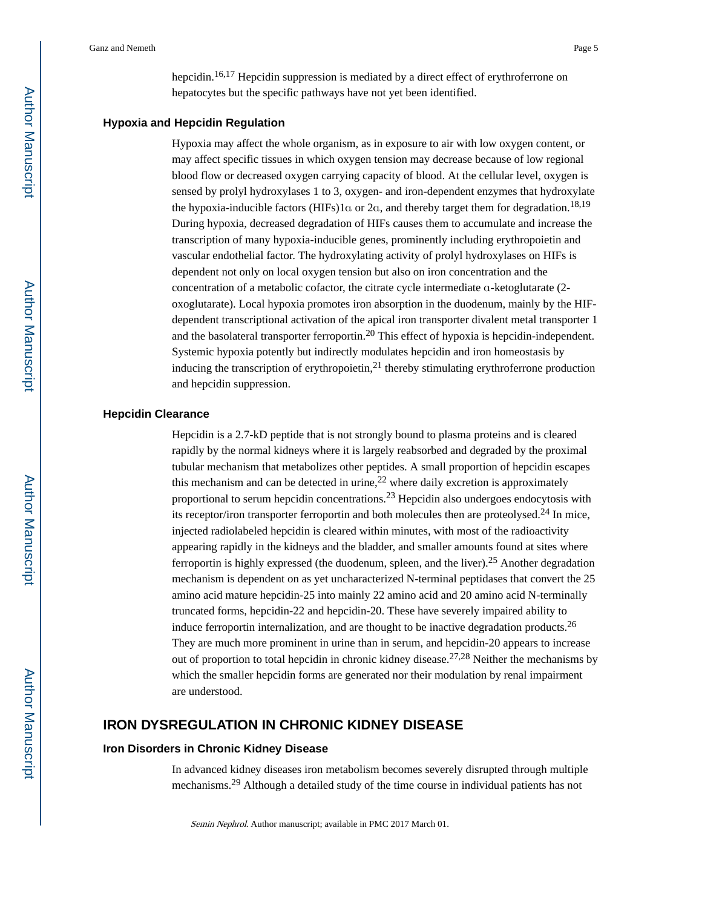hepcidin.[16,17] Hepcidin suppression is mediated by a direct effect of erythroferrone on hepatocytes but the specific pathways have not yet been identified.

### Hypoxia and Hepcidin Regulation

Hypoxia may affect the whole organism, as in exposure to air with low oxygen content, or may affect specific tissues in which oxygen tension may decrease because of low regional blood flow or decreased oxygen carrying capacity of blood. At the cellular level, oxygen is sensed by prolyl hydroxylases 1 to 3, oxygen- and iron-dependent enzymes that hydroxylate the hypoxia-inducible factors (HIFs)1α or 2α, and thereby target them for degradation.[18,19] During hypoxia, decreased degradation of HIFs causes them to accumulate and increase the transcription of many hypoxia-inducible genes, prominently including erythropoietin and vascular endothelial factor. The hydroxylating activity of prolyl hydroxylases on HIFs is dependent not only on local oxygen tension but also on iron concentration and the concentration of a metabolic cofactor, the citrate cycle intermediate α-ketoglutarate (2-oxoglutarate). Local hypoxia promotes iron absorption in the duodenum, mainly by the HIF-dependent transcriptional activation of the apical iron transporter divalent metal transporter 1 and the basolateral transporter ferroportin.[20] This effect of hypoxia is hepcidin-independent. Systemic hypoxia potently but indirectly modulates hepcidin and iron homeostasis by inducing the transcription of erythropoietin,[21] thereby stimulating erythroferrone production and hepcidin suppression.

### Hepcidin Clearance

Hepcidin is a 2.7-kD peptide that is not strongly bound to plasma proteins and is cleared rapidly by the normal kidneys where it is largely reabsorbed and degraded by the proximal tubular mechanism that metabolizes other peptides. A small proportion of hepcidin escapes this mechanism and can be detected in urine,[22] where daily excretion is approximately proportional to serum hepcidin concentrations.[23] Hepcidin also undergoes endocytosis with its receptor/iron transporter ferroportin and both molecules then are proteolysed.[24] In mice, injected radiolabeled hepcidin is cleared within minutes, with most of the radioactivity appearing rapidly in the kidneys and the bladder, and smaller amounts found at sites where ferroportin is highly expressed (the duodenum, spleen, and the liver).[25] Another degradation mechanism is dependent on as yet uncharacterized N-terminal peptidases that convert the 25 amino acid mature hepcidin-25 into mainly 22 amino acid and 20 amino acid N-terminally truncated forms, hepcidin-22 and hepcidin-20. These have severely impaired ability to induce ferroportin internalization, and are thought to be inactive degradation products.[26] They are much more prominent in urine than in serum, and hepcidin-20 appears to increase out of proportion to total hepcidin in chronic kidney disease.[27,28] Neither the mechanisms by which the smaller hepcidin forms are generated nor their modulation by renal impairment are understood.

## IRON DYSREGULATION IN CHRONIC KIDNEY DISEASE

### Iron Disorders in Chronic Kidney Disease

In advanced kidney diseases iron metabolism becomes severely disrupted through multiple mechanisms.[29] Although a detailed study of the time course in individual patients has not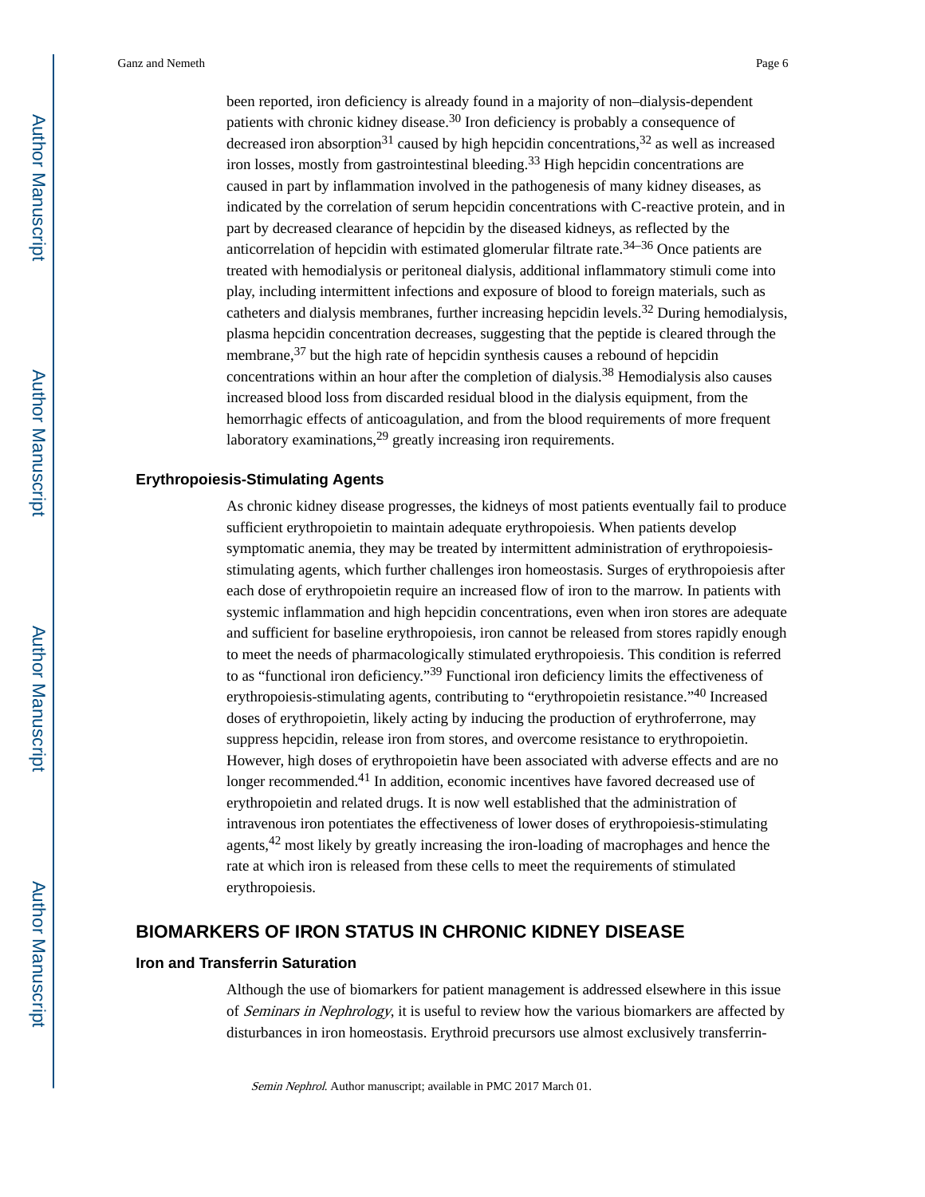been reported, iron deficiency is already found in a majority of non–dialysis-dependent patients with chronic kidney disease.[30] Iron deficiency is probably a consequence of decreased iron absorption[31] caused by high hepcidin concentrations,[32] as well as increased iron losses, mostly from gastrointestinal bleeding.[33] High hepcidin concentrations are caused in part by inflammation involved in the pathogenesis of many kidney diseases, as indicated by the correlation of serum hepcidin concentrations with C-reactive protein, and in part by decreased clearance of hepcidin by the diseased kidneys, as reflected by the anticorrelation of hepcidin with estimated glomerular filtrate rate.[34–36] Once patients are treated with hemodialysis or peritoneal dialysis, additional inflammatory stimuli come into play, including intermittent infections and exposure of blood to foreign materials, such as catheters and dialysis membranes, further increasing hepcidin levels.[32] During hemodialysis, plasma hepcidin concentration decreases, suggesting that the peptide is cleared through the membrane,[37] but the high rate of hepcidin synthesis causes a rebound of hepcidin concentrations within an hour after the completion of dialysis.[38] Hemodialysis also causes increased blood loss from discarded residual blood in the dialysis equipment, from the hemorrhagic effects of anticoagulation, and from the blood requirements of more frequent laboratory examinations,[29] greatly increasing iron requirements.

### Erythropoiesis-Stimulating Agents

As chronic kidney disease progresses, the kidneys of most patients eventually fail to produce sufficient erythropoietin to maintain adequate erythropoiesis. When patients develop symptomatic anemia, they may be treated by intermittent administration of erythropoiesis-stimulating agents, which further challenges iron homeostasis. Surges of erythropoiesis after each dose of erythropoietin require an increased flow of iron to the marrow. In patients with systemic inflammation and high hepcidin concentrations, even when iron stores are adequate and sufficient for baseline erythropoiesis, iron cannot be released from stores rapidly enough to meet the needs of pharmacologically stimulated erythropoiesis. This condition is referred to as "functional iron deficiency."[39] Functional iron deficiency limits the effectiveness of erythropoiesis-stimulating agents, contributing to "erythropoietin resistance."[40] Increased doses of erythropoietin, likely acting by inducing the production of erythroferrone, may suppress hepcidin, release iron from stores, and overcome resistance to erythropoietin. However, high doses of erythropoietin have been associated with adverse effects and are no longer recommended.[41] In addition, economic incentives have favored decreased use of erythropoietin and related drugs. It is now well established that the administration of intravenous iron potentiates the effectiveness of lower doses of erythropoiesis-stimulating agents,[42] most likely by greatly increasing the iron-loading of macrophages and hence the rate at which iron is released from these cells to meet the requirements of stimulated erythropoiesis.

## BIOMARKERS OF IRON STATUS IN CHRONIC KIDNEY DISEASE

### Iron and Transferrin Saturation

Although the use of biomarkers for patient management is addressed elsewhere in this issue of *Seminars in Nephrology*, it is useful to review how the various biomarkers are affected by disturbances in iron homeostasis. Erythroid precursors use almost exclusively transferrin-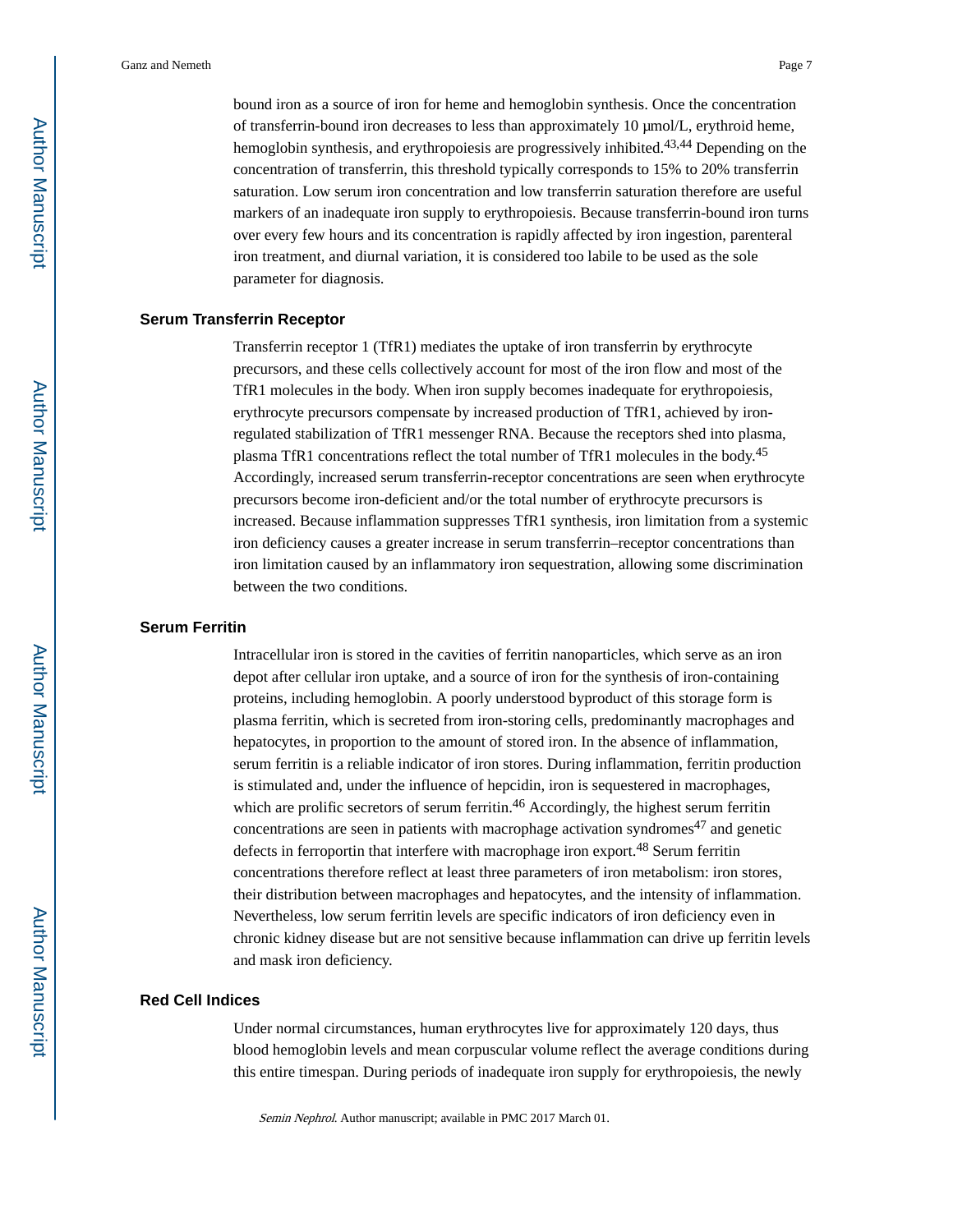bound iron as a source of iron for heme and hemoglobin synthesis. Once the concentration of transferrin-bound iron decreases to less than approximately 10 μmol/L, erythroid heme, hemoglobin synthesis, and erythropoiesis are progressively inhibited.[43,44] Depending on the concentration of transferrin, this threshold typically corresponds to 15% to 20% transferrin saturation. Low serum iron concentration and low transferrin saturation therefore are useful markers of an inadequate iron supply to erythropoiesis. Because transferrin-bound iron turns over every few hours and its concentration is rapidly affected by iron ingestion, parenteral iron treatment, and diurnal variation, it is considered too labile to be used as the sole parameter for diagnosis.

### Serum Transferrin Receptor

Transferrin receptor 1 (TfR1) mediates the uptake of iron transferrin by erythrocyte precursors, and these cells collectively account for most of the iron flow and most of the TfR1 molecules in the body. When iron supply becomes inadequate for erythropoiesis, erythrocyte precursors compensate by increased production of TfR1, achieved by iron-regulated stabilization of TfR1 messenger RNA. Because the receptors shed into plasma, plasma TfR1 concentrations reflect the total number of TfR1 molecules in the body.[45] Accordingly, increased serum transferrin-receptor concentrations are seen when erythrocyte precursors become iron-deficient and/or the total number of erythrocyte precursors is increased. Because inflammation suppresses TfR1 synthesis, iron limitation from a systemic iron deficiency causes a greater increase in serum transferrin–receptor concentrations than iron limitation caused by an inflammatory iron sequestration, allowing some discrimination between the two conditions.

### Serum Ferritin

Intracellular iron is stored in the cavities of ferritin nanoparticles, which serve as an iron depot after cellular iron uptake, and a source of iron for the synthesis of iron-containing proteins, including hemoglobin. A poorly understood byproduct of this storage form is plasma ferritin, which is secreted from iron-storing cells, predominantly macrophages and hepatocytes, in proportion to the amount of stored iron. In the absence of inflammation, serum ferritin is a reliable indicator of iron stores. During inflammation, ferritin production is stimulated and, under the influence of hepcidin, iron is sequestered in macrophages, which are prolific secretors of serum ferritin.[46] Accordingly, the highest serum ferritin concentrations are seen in patients with macrophage activation syndromes[47] and genetic defects in ferroportin that interfere with macrophage iron export.[48] Serum ferritin concentrations therefore reflect at least three parameters of iron metabolism: iron stores, their distribution between macrophages and hepatocytes, and the intensity of inflammation. Nevertheless, low serum ferritin levels are specific indicators of iron deficiency even in chronic kidney disease but are not sensitive because inflammation can drive up ferritin levels and mask iron deficiency.

### Red Cell Indices

Under normal circumstances, human erythrocytes live for approximately 120 days, thus blood hemoglobin levels and mean corpuscular volume reflect the average conditions during this entire timespan. During periods of inadequate iron supply for erythropoiesis, the newly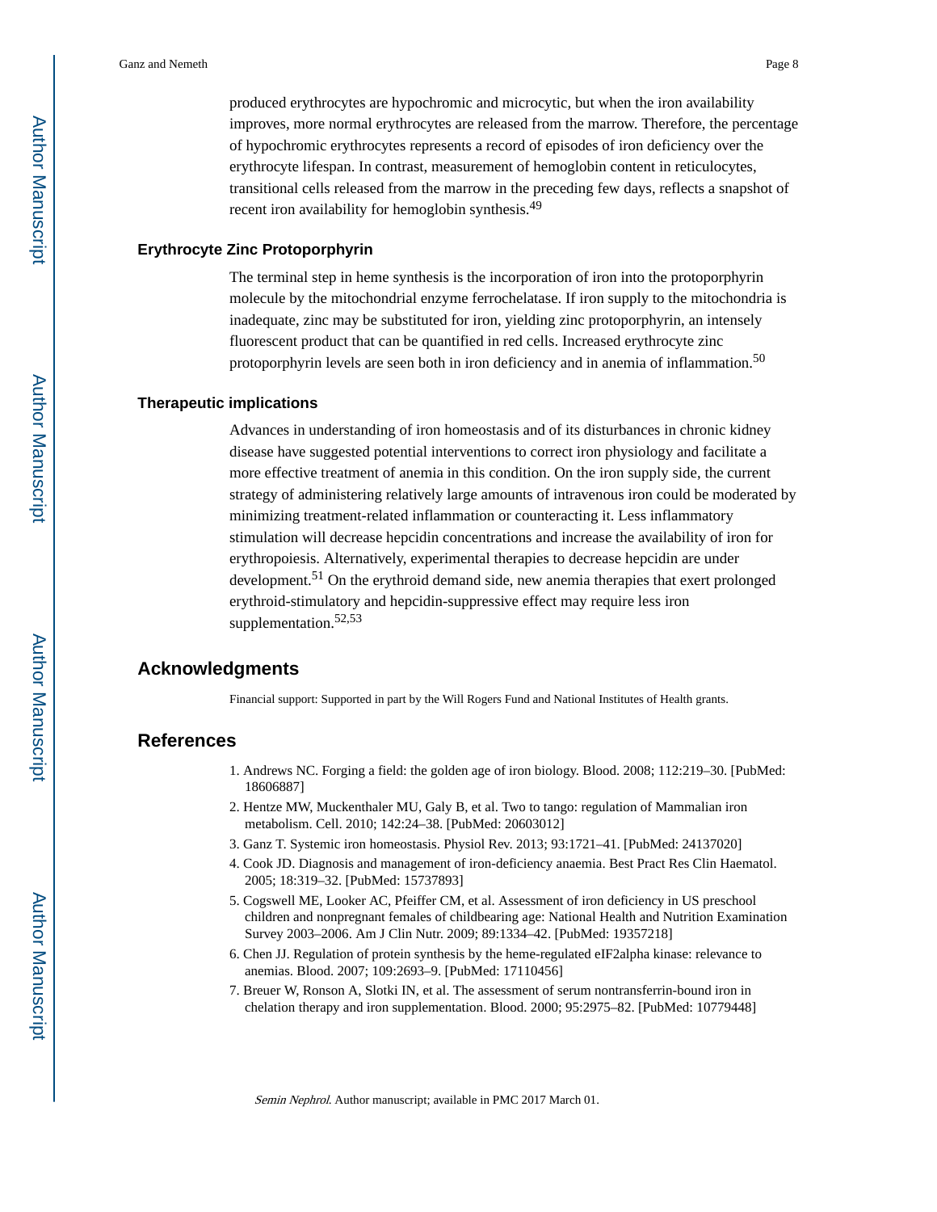produced erythrocytes are hypochromic and microcytic, but when the iron availability improves, more normal erythrocytes are released from the marrow. Therefore, the percentage of hypochromic erythrocytes represents a record of episodes of iron deficiency over the erythrocyte lifespan. In contrast, measurement of hemoglobin content in reticulocytes, transitional cells released from the marrow in the preceding few days, reflects a snapshot of recent iron availability for hemoglobin synthesis.[49]

### Erythrocyte Zinc Protoporphyrin

The terminal step in heme synthesis is the incorporation of iron into the protoporphyrin molecule by the mitochondrial enzyme ferrochelatase. If iron supply to the mitochondria is inadequate, zinc may be substituted for iron, yielding zinc protoporphyrin, an intensely fluorescent product that can be quantified in red cells. Increased erythrocyte zinc protoporphyrin levels are seen both in iron deficiency and in anemia of inflammation.[50]

### Therapeutic implications

Advances in understanding of iron homeostasis and of its disturbances in chronic kidney disease have suggested potential interventions to correct iron physiology and facilitate a more effective treatment of anemia in this condition. On the iron supply side, the current strategy of administering relatively large amounts of intravenous iron could be moderated by minimizing treatment-related inflammation or counteracting it. Less inflammatory stimulation will decrease hepcidin concentrations and increase the availability of iron for erythropoiesis. Alternatively, experimental therapies to decrease hepcidin are under development.[51] On the erythroid demand side, new anemia therapies that exert prolonged erythroid-stimulatory and hepcidin-suppressive effect may require less iron supplementation.[52,53]

## Acknowledgments

Financial support: Supported in part by the Will Rogers Fund and National Institutes of Health grants.

## References

1. Andrews NC. Forging a field: the golden age of iron biology. Blood. 2008; 112:219–30. [PubMed: 18606887]
2. Hentze MW, Muckenthaler MU, Galy B, et al. Two to tango: regulation of Mammalian iron metabolism. Cell. 2010; 142:24–38. [PubMed: 20603012]
3. Ganz T. Systemic iron homeostasis. Physiol Rev. 2013; 93:1721–41. [PubMed: 24137020]
4. Cook JD. Diagnosis and management of iron-deficiency anaemia. Best Pract Res Clin Haematol. 2005; 18:319–32. [PubMed: 15737893]
5. Cogswell ME, Looker AC, Pfeiffer CM, et al. Assessment of iron deficiency in US preschool children and nonpregnant females of childbearing age: National Health and Nutrition Examination Survey 2003–2006. Am J Clin Nutr. 2009; 89:1334–42. [PubMed: 19357218]
6. Chen JJ. Regulation of protein synthesis by the heme-regulated eIF2alpha kinase: relevance to anemias. Blood. 2007; 109:2693–9. [PubMed: 17110456]
7. Breuer W, Ronson A, Slotki IN, et al. The assessment of serum nontransferrin-bound iron in chelation therapy and iron supplementation. Blood. 2000; 95:2975–82. [PubMed: 10779448]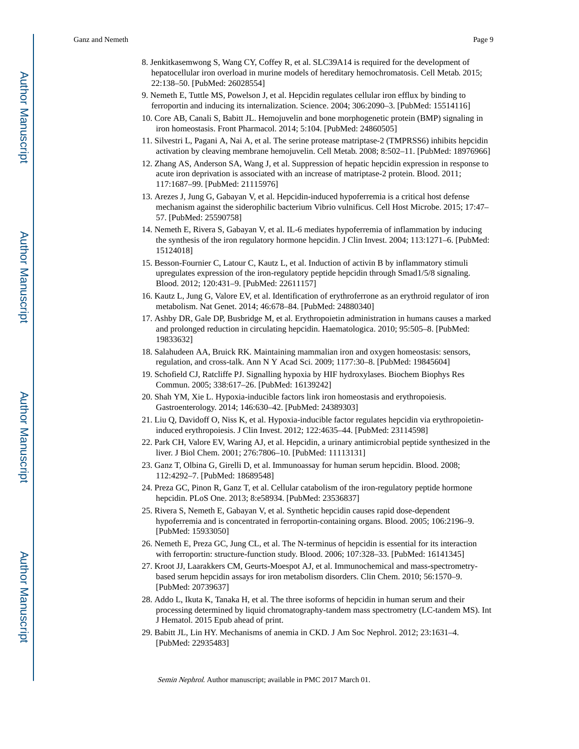8. Jenkitkasemwong S, Wang CY, Coffey R, et al. SLC39A14 is required for the development of hepatocellular iron overload in murine models of hereditary hemochromatosis. Cell Metab. 2015; 22:138–50. [PubMed: 26028554]
9. Nemeth E, Tuttle MS, Powelson J, et al. Hepcidin regulates cellular iron efflux by binding to ferroportin and inducing its internalization. Science. 2004; 306:2090–3. [PubMed: 15514116]
10. Core AB, Canali S, Babitt JL. Hemojuvelin and bone morphogenetic protein (BMP) signaling in iron homeostasis. Front Pharmacol. 2014; 5:104. [PubMed: 24860505]
11. Silvestri L, Pagani A, Nai A, et al. The serine protease matriptase-2 (TMPRSS6) inhibits hepcidin activation by cleaving membrane hemojuvelin. Cell Metab. 2008; 8:502–11. [PubMed: 18976966]
12. Zhang AS, Anderson SA, Wang J, et al. Suppression of hepatic hepcidin expression in response to acute iron deprivation is associated with an increase of matriptase-2 protein. Blood. 2011; 117:1687–99. [PubMed: 21115976]
13. Arezes J, Jung G, Gabayan V, et al. Hepcidin-induced hypoferremia is a critical host defense mechanism against the siderophilic bacterium Vibrio vulnificus. Cell Host Microbe. 2015; 17:47–57. [PubMed: 25590758]
14. Nemeth E, Rivera S, Gabayan V, et al. IL-6 mediates hypoferremia of inflammation by inducing the synthesis of the iron regulatory hormone hepcidin. J Clin Invest. 2004; 113:1271–6. [PubMed: 15124018]
15. Besson-Fournier C, Latour C, Kautz L, et al. Induction of activin B by inflammatory stimuli upregulates expression of the iron-regulatory peptide hepcidin through Smad1/5/8 signaling. Blood. 2012; 120:431–9. [PubMed: 22611157]
16. Kautz L, Jung G, Valore EV, et al. Identification of erythroferrone as an erythroid regulator of iron metabolism. Nat Genet. 2014; 46:678–84. [PubMed: 24880340]
17. Ashby DR, Gale DP, Busbridge M, et al. Erythropoietin administration in humans causes a marked and prolonged reduction in circulating hepcidin. Haematologica. 2010; 95:505–8. [PubMed: 19833632]
18. Salahudeen AA, Bruick RK. Maintaining mammalian iron and oxygen homeostasis: sensors, regulation, and cross-talk. Ann N Y Acad Sci. 2009; 1177:30–8. [PubMed: 19845604]
19. Schofield CJ, Ratcliffe PJ. Signalling hypoxia by HIF hydroxylases. Biochem Biophys Res Commun. 2005; 338:617–26. [PubMed: 16139242]
20. Shah YM, Xie L. Hypoxia-inducible factors link iron homeostasis and erythropoiesis. Gastroenterology. 2014; 146:630–42. [PubMed: 24389303]
21. Liu Q, Davidoff O, Niss K, et al. Hypoxia-inducible factor regulates hepcidin via erythropoietin-induced erythropoiesis. J Clin Invest. 2012; 122:4635–44. [PubMed: 23114598]
22. Park CH, Valore EV, Waring AJ, et al. Hepcidin, a urinary antimicrobial peptide synthesized in the liver. J Biol Chem. 2001; 276:7806–10. [PubMed: 11113131]
23. Ganz T, Olbina G, Girelli D, et al. Immunoassay for human serum hepcidin. Blood. 2008; 112:4292–7. [PubMed: 18689548]
24. Preza GC, Pinon R, Ganz T, et al. Cellular catabolism of the iron-regulatory peptide hormone hepcidin. PLoS One. 2013; 8:e58934. [PubMed: 23536837]
25. Rivera S, Nemeth E, Gabayan V, et al. Synthetic hepcidin causes rapid dose-dependent hypoferremia and is concentrated in ferroportin-containing organs. Blood. 2005; 106:2196–9. [PubMed: 15933050]
26. Nemeth E, Preza GC, Jung CL, et al. The N-terminus of hepcidin is essential for its interaction with ferroportin: structure-function study. Blood. 2006; 107:328–33. [PubMed: 16141345]
27. Kroot JJ, Laarakkers CM, Geurts-Moespot AJ, et al. Immunochemical and mass-spectrometry-based serum hepcidin assays for iron metabolism disorders. Clin Chem. 2010; 56:1570–9. [PubMed: 20739637]
28. Addo L, Ikuta K, Tanaka H, et al. The three isoforms of hepcidin in human serum and their processing determined by liquid chromatography-tandem mass spectrometry (LC-tandem MS). Int J Hematol. 2015 Epub ahead of print.
29. Babitt JL, Lin HY. Mechanisms of anemia in CKD. J Am Soc Nephrol. 2012; 23:1631–4. [PubMed: 22935483]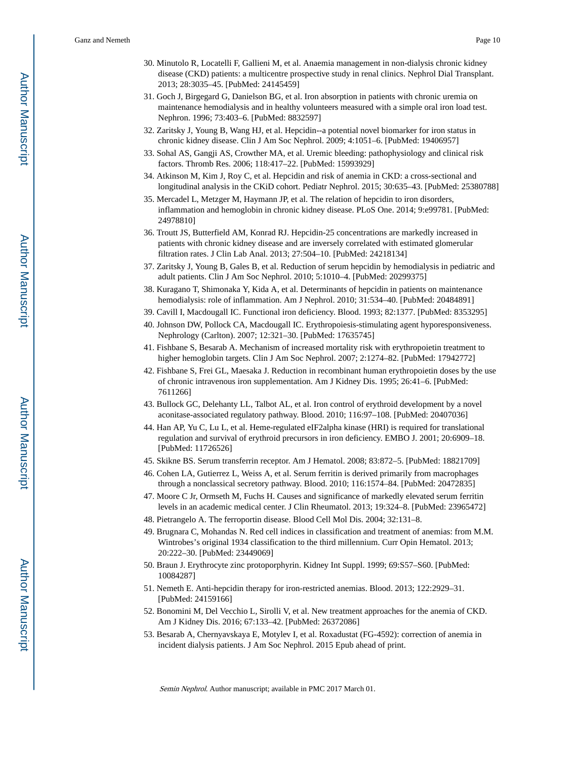30. Minutolo R, Locatelli F, Gallieni M, et al. Anaemia management in non-dialysis chronic kidney disease (CKD) patients: a multicentre prospective study in renal clinics. Nephrol Dial Transplant. 2013; 28:3035–45. [PubMed: 24145459]
31. Goch J, Birgegard G, Danielson BG, et al. Iron absorption in patients with chronic uremia on maintenance hemodialysis and in healthy volunteers measured with a simple oral iron load test. Nephron. 1996; 73:403–6. [PubMed: 8832597]
32. Zaritsky J, Young B, Wang HJ, et al. Hepcidin--a potential novel biomarker for iron status in chronic kidney disease. Clin J Am Soc Nephrol. 2009; 4:1051–6. [PubMed: 19406957]
33. Sohal AS, Gangji AS, Crowther MA, et al. Uremic bleeding: pathophysiology and clinical risk factors. Thromb Res. 2006; 118:417–22. [PubMed: 15993929]
34. Atkinson M, Kim J, Roy C, et al. Hepcidin and risk of anemia in CKD: a cross-sectional and longitudinal analysis in the CKiD cohort. Pediatr Nephrol. 2015; 30:635–43. [PubMed: 25380788]
35. Mercadel L, Metzger M, Haymann JP, et al. The relation of hepcidin to iron disorders, inflammation and hemoglobin in chronic kidney disease. PLoS One. 2014; 9:e99781. [PubMed: 24978810]
36. Troutt JS, Butterfield AM, Konrad RJ. Hepcidin-25 concentrations are markedly increased in patients with chronic kidney disease and are inversely correlated with estimated glomerular filtration rates. J Clin Lab Anal. 2013; 27:504–10. [PubMed: 24218134]
37. Zaritsky J, Young B, Gales B, et al. Reduction of serum hepcidin by hemodialysis in pediatric and adult patients. Clin J Am Soc Nephrol. 2010; 5:1010–4. [PubMed: 20299375]
38. Kuragano T, Shimonaka Y, Kida A, et al. Determinants of hepcidin in patients on maintenance hemodialysis: role of inflammation. Am J Nephrol. 2010; 31:534–40. [PubMed: 20484891]
39. Cavill I, Macdougall IC. Functional iron deficiency. Blood. 1993; 82:1377. [PubMed: 8353295]
40. Johnson DW, Pollock CA, Macdougall IC. Erythropoiesis-stimulating agent hyporesponsiveness. Nephrology (Carlton). 2007; 12:321–30. [PubMed: 17635745]
41. Fishbane S, Besarab A. Mechanism of increased mortality risk with erythropoietin treatment to higher hemoglobin targets. Clin J Am Soc Nephrol. 2007; 2:1274–82. [PubMed: 17942772]
42. Fishbane S, Frei GL, Maesaka J. Reduction in recombinant human erythropoietin doses by the use of chronic intravenous iron supplementation. Am J Kidney Dis. 1995; 26:41–6. [PubMed: 7611266]
43. Bullock GC, Delehanty LL, Talbot AL, et al. Iron control of erythroid development by a novel aconitase-associated regulatory pathway. Blood. 2010; 116:97–108. [PubMed: 20407036]
44. Han AP, Yu C, Lu L, et al. Heme-regulated eIF2alpha kinase (HRI) is required for translational regulation and survival of erythroid precursors in iron deficiency. EMBO J. 2001; 20:6909–18. [PubMed: 11726526]
45. Skikne BS. Serum transferrin receptor. Am J Hematol. 2008; 83:872–5. [PubMed: 18821709]
46. Cohen LA, Gutierrez L, Weiss A, et al. Serum ferritin is derived primarily from macrophages through a nonclassical secretory pathway. Blood. 2010; 116:1574–84. [PubMed: 20472835]
47. Moore C Jr, Ormseth M, Fuchs H. Causes and significance of markedly elevated serum ferritin levels in an academic medical center. J Clin Rheumatol. 2013; 19:324–8. [PubMed: 23965472]
48. Pietrangelo A. The ferroportin disease. Blood Cell Mol Dis. 2004; 32:131–8.
49. Brugnara C, Mohandas N. Red cell indices in classification and treatment of anemias: from M.M. Wintrobes's original 1934 classification to the third millennium. Curr Opin Hematol. 2013; 20:222–30. [PubMed: 23449069]
50. Braun J. Erythrocyte zinc protoporphyrin. Kidney Int Suppl. 1999; 69:S57–S60. [PubMed: 10084287]
51. Nemeth E. Anti-hepcidin therapy for iron-restricted anemias. Blood. 2013; 122:2929–31. [PubMed: 24159166]
52. Bonomini M, Del Vecchio L, Sirolli V, et al. New treatment approaches for the anemia of CKD. Am J Kidney Dis. 2016; 67:133–42. [PubMed: 26372086]
53. Besarab A, Chernyavskaya E, Motylev I, et al. Roxadustat (FG-4592): correction of anemia in incident dialysis patients. J Am Soc Nephrol. 2015 Epub ahead of print.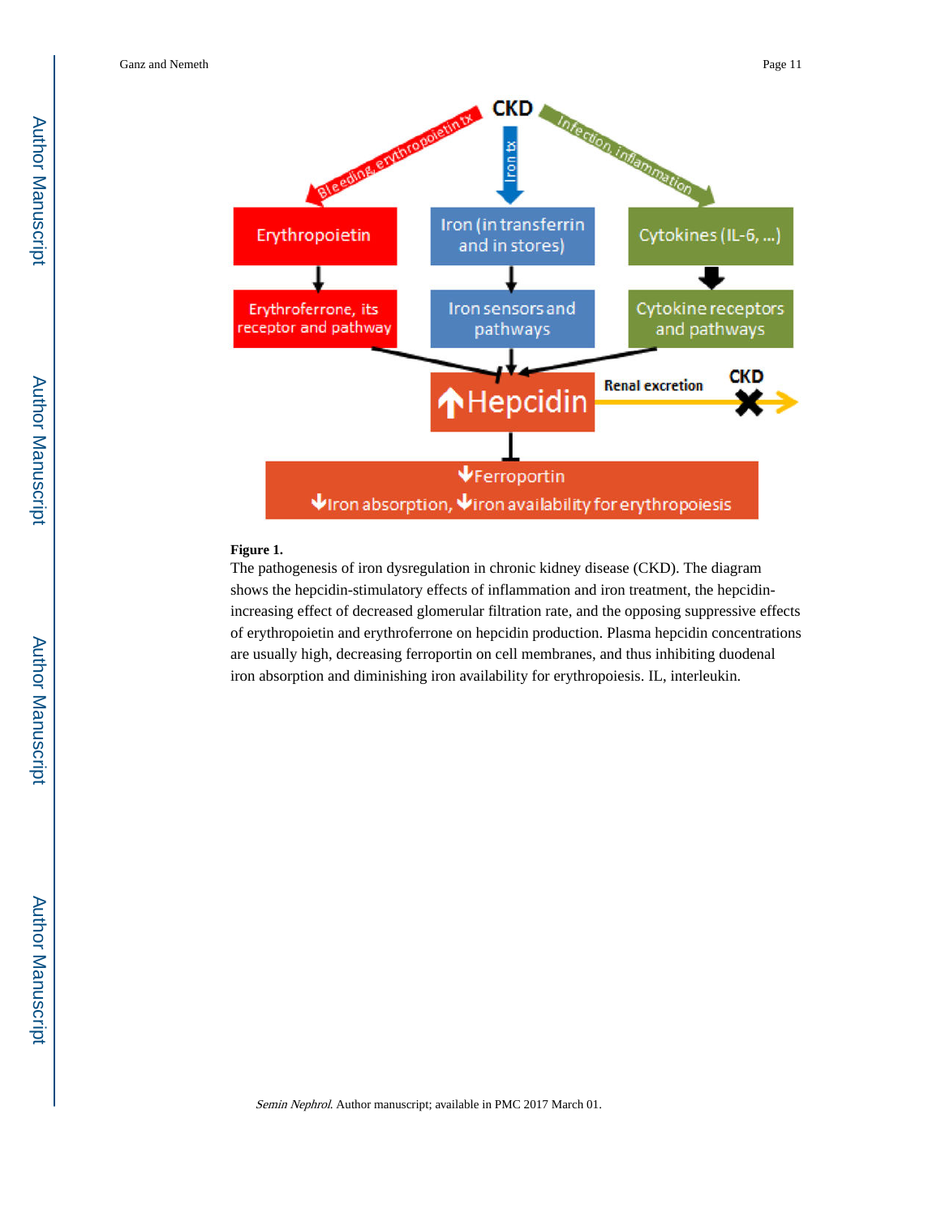CKD

Bleeding, erythropoietin tx

Iron tx

Infection, inflammation

Erythropoietin

Iron (in transferrin and in stores)

Cytokines (IL-6, ...)

Erythroferrone, its receptor and pathway

Iron sensors and pathways

Cytokine receptors and pathways

↑Hepcidin

Renal excretion

CKD

↓Ferroportin

↓Iron absorption, ↓iron availability for erythropoiesis

**Figure 1.**

The pathogenesis of iron dysregulation in chronic kidney disease (CKD). The diagram shows the hepcidin-stimulatory effects of inflammation and iron treatment, the hepcidin-increasing effect of decreased glomerular filtration rate, and the opposing suppressive effects of erythropoietin and erythroferrone on hepcidin production. Plasma hepcidin concentrations are usually high, decreasing ferroportin on cell membranes, and thus inhibiting duodenal iron absorption and diminishing iron availability for erythropoiesis. IL, interleukin.